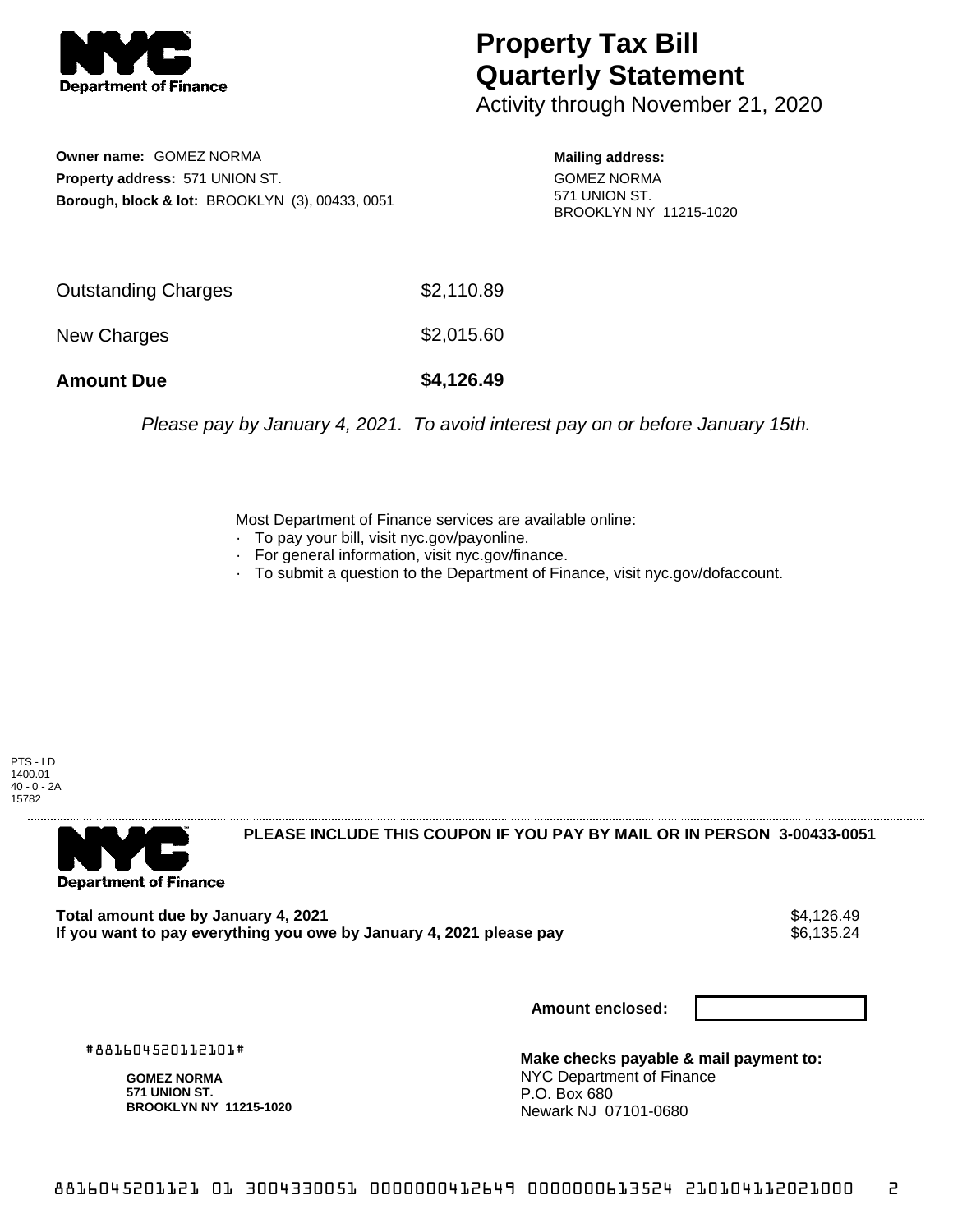**Department of Finance**

# Property Tax Bill Quarterly Statement

Activity through November 21, 2020

**Owner name:** GOMEZ NORMA
**Property address:** 571 UNION ST.
**Borough, block & lot:** BROOKLYN (3), 00433, 0051

**Mailing address:**
GOMEZ NORMA
571 UNION ST.
BROOKLYN NY 11215-1020

| | |
|---|---|
| Outstanding Charges | $2,110.89 |
| New Charges | $2,015.60 |
| **Amount Due** | **$4,126.49** |

*Please pay by January 4, 2021. To avoid interest pay on or before January 15th.*

Most Department of Finance services are available online:
- To pay your bill, visit nyc.gov/payonline.
- For general information, visit nyc.gov/finance.
- To submit a question to the Department of Finance, visit nyc.gov/dofaccount.

PTS - LD
1400.01
40 - 0 - 2A
15782

---

**Department of Finance**

**PLEASE INCLUDE THIS COUPON IF YOU PAY BY MAIL OR IN PERSON 3-00433-0051**

| | |
|---|---|
| **Total amount due by January 4, 2021** | $4,126.49 |
| **If you want to pay everything you owe by January 4, 2021 please pay** | $6,135.24 |

**Amount enclosed:**

#881604520112101#

**GOMEZ NORMA**
**571 UNION ST.**
**BROOKLYN NY 11215-1020**

**Make checks payable & mail payment to:**
NYC Department of Finance
P.O. Box 680
Newark NJ 07101-0680

8816045201121 01 3004330051 0000000412649 0000000613524 210104112021000 2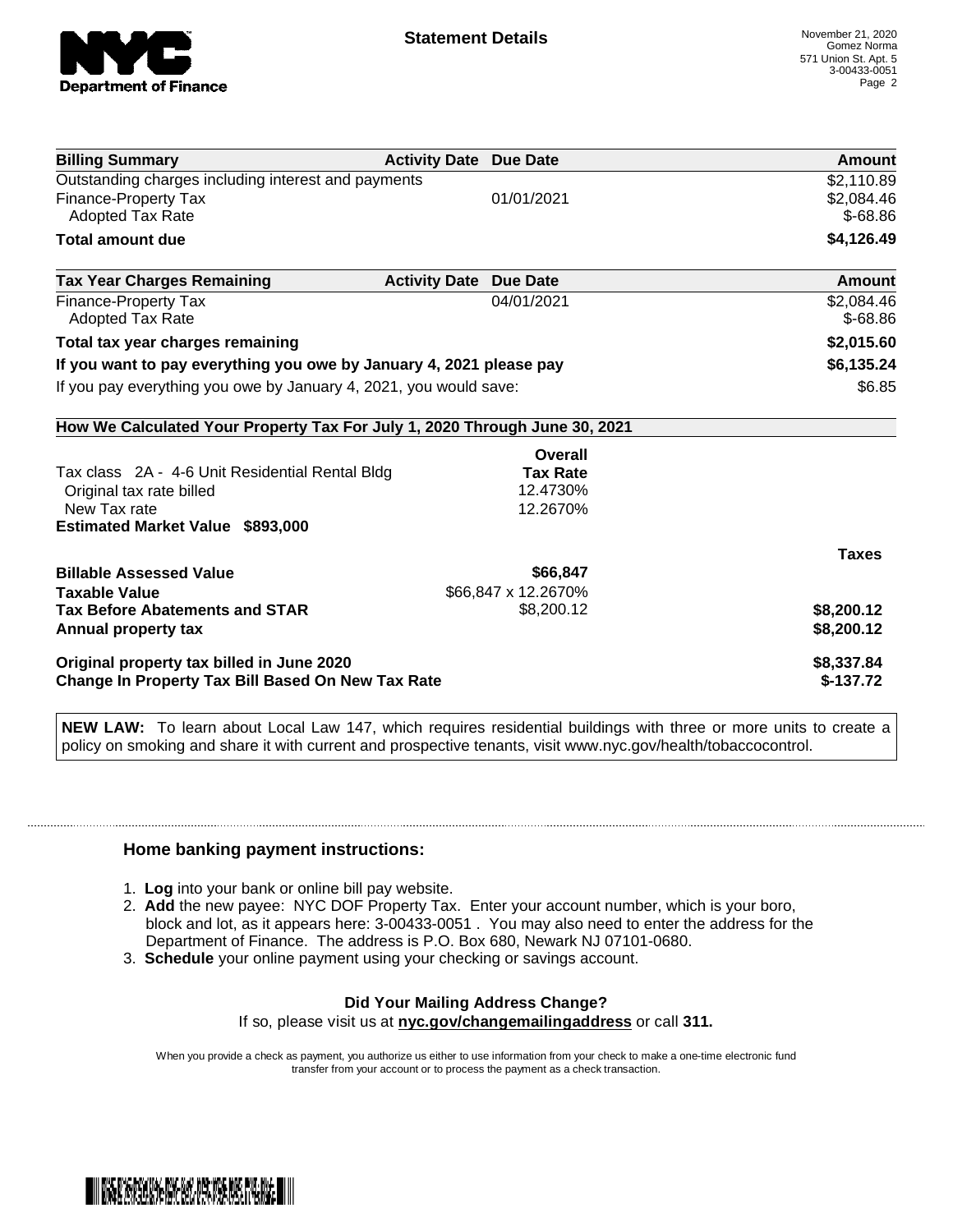# Statement Details

November 21, 2020
Gomez Norma
571 Union St. Apt. 5
3-00433-0051

| Billing Summary | Activity Date | Due Date | Amount |
| --- | --- | --- | --- |
| Outstanding charges including interest and payments | | | $2,110.89 |
| Finance-Property Tax | | 01/01/2021 | $2,084.46 |
| Adopted Tax Rate | | | $-68.86 |
| **Total amount due** | | | **$4,126.49** |

| Tax Year Charges Remaining | Activity Date | Due Date | Amount |
| --- | --- | --- | --- |
| Finance-Property Tax | | 04/01/2021 | $2,084.46 |
| Adopted Tax Rate | | | $-68.86 |
| **Total tax year charges remaining** | | | **$2,015.60** |
| **If you want to pay everything you owe by January 4, 2021 please pay** | | | **$6,135.24** |
| If you pay everything you owe by January 4, 2021, you would save: | | | $6.85 |

## How We Calculated Your Property Tax For July 1, 2020 Through June 30, 2021

| | Overall Tax Rate | Taxes |
| --- | --- | --- |
| Tax class 2A - 4-6 Unit Residential Rental Bldg | | |
| Original tax rate billed | 12.4730% | |
| New Tax rate | 12.2670% | |
| **Estimated Market Value $893,000** | | |
| **Billable Assessed Value** | **$66,847** | |
| **Taxable Value** | $66,847 x 12.2670% | |
| **Tax Before Abatements and STAR** | $8,200.12 | **$8,200.12** |
| **Annual property tax** | | **$8,200.12** |
| **Original property tax billed in June 2020** | | **$8,337.84** |
| **Change In Property Tax Bill Based On New Tax Rate** | | **$-137.72** |

**NEW LAW:** To learn about Local Law 147, which requires residential buildings with three or more units to create a policy on smoking and share it with current and prospective tenants, visit www.nyc.gov/health/tobaccocontrol.

### Home banking payment instructions:

1. **Log** into your bank or online bill pay website.
2. **Add** the new payee: NYC DOF Property Tax. Enter your account number, which is your boro, block and lot, as it appears here: 3-00433-0051 . You may also need to enter the address for the Department of Finance. The address is P.O. Box 680, Newark NJ 07101-0680.
3. **Schedule** your online payment using your checking or savings account.

**Did Your Mailing Address Change?**
If so, please visit us at **nyc.gov/changemailingaddress** or call **311.**

When you provide a check as payment, you authorize us either to use information from your check to make a one-time electronic fund transfer from your account or to process the payment as a check transaction.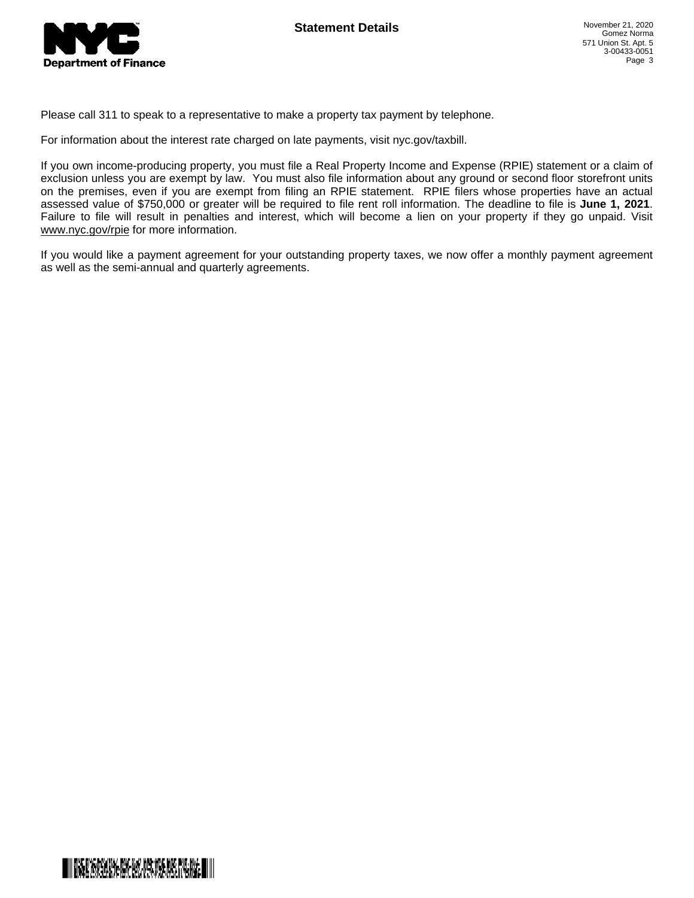Please call 311 to speak to a representative to make a property tax payment by telephone.

For information about the interest rate charged on late payments, visit nyc.gov/taxbill.

If you own income-producing property, you must file a Real Property Income and Expense (RPIE) statement or a claim of exclusion unless you are exempt by law. You must also file information about any ground or second floor storefront units on the premises, even if you are exempt from filing an RPIE statement. RPIE filers whose properties have an actual assessed value of $750,000 or greater will be required to file rent roll information. The deadline to file is **June 1, 2021**. Failure to file will result in penalties and interest, which will become a lien on your property if they go unpaid. Visit www.nyc.gov/rpie for more information.

If you would like a payment agreement for your outstanding property taxes, we now offer a monthly payment agreement as well as the semi-annual and quarterly agreements.